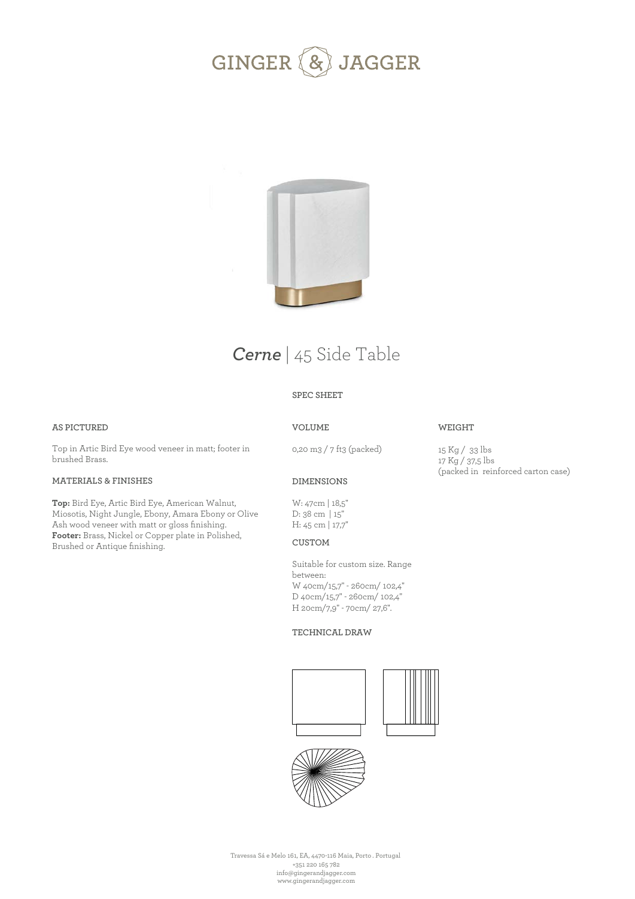# GINGER & JAGGER

## *Cerne* | 45 Side Table

SPEC SHEET

### AS PICTURED

Top in Artic Bird Eye wood veneer in matt; footer in brushed Brass.

### MATERIALS & FINISHES

**Top:** Bird Eye, Artic Bird Eye, American Walnut, Miosotis, Night Jungle, Ebony, Amara Ebony or Olive Ash wood veneer with matt or gloss finishing.
**Footer:** Brass, Nickel or Copper plate in Polished, Brushed or Antique finishing.

### VOLUME

0,20 m3 / 7 ft3 (packed)

### DIMENSIONS

W: 47cm | 18,5"
D: 38 cm | 15"
H: 45 cm | 17,7"

### CUSTOM

Suitable for custom size. Range between:
W 40cm/15,7" - 260cm/ 102,4"
D 40cm/15,7" - 260cm/ 102,4"
H 20cm/7,9" - 70cm/ 27,6".

### TECHNICAL DRAW

### WEIGHT

15 Kg / 33 lbs
17 Kg / 37,5 lbs
(packed in reinforced carton case)

Travessa Sá e Melo 161, EA, 4470-116 Maia, Porto . Portugal
+351 220 165 782
info@gingerandjagger.com
www.gingerandjagger.com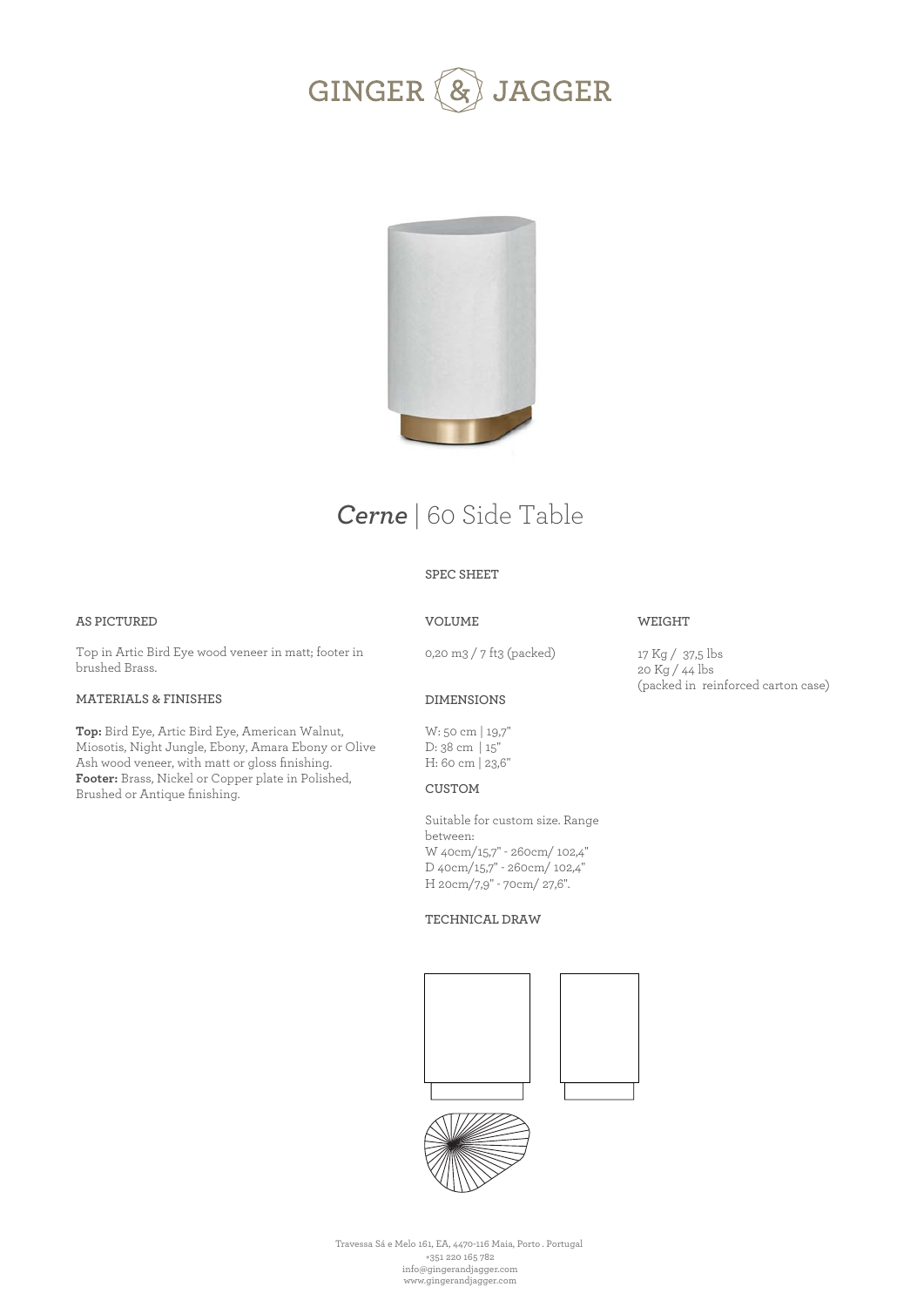# GINGER & JAGGER

## *Cerne* | 60 Side Table

SPEC SHEET

**AS PICTURED**

Top in Artic Bird Eye wood veneer in matt; footer in brushed Brass.

**MATERIALS & FINISHES**

**Top:** Bird Eye, Artic Bird Eye, American Walnut, Miosotis, Night Jungle, Ebony, Amara Ebony or Olive Ash wood veneer, with matt or gloss finishing.
**Footer:** Brass, Nickel or Copper plate in Polished, Brushed or Antique finishing.

**VOLUME**

0,20 m3 / 7 ft3 (packed)

**DIMENSIONS**

W: 50 cm | 19,7"
D: 38 cm | 15"
H: 60 cm | 23,6"

**CUSTOM**

Suitable for custom size. Range between:
W 40cm/15,7" - 260cm/ 102,4"
D 40cm/15,7" - 260cm/ 102,4"
H 20cm/7,9" - 70cm/ 27,6".

**TECHNICAL DRAW**

**WEIGHT**

17 Kg / 37,5 lbs
20 Kg / 44 lbs
(packed in reinforced carton case)

Travessa Sá e Melo 161, EA, 4470-116 Maia, Porto . Portugal
+351 220 165 782
info@gingerandjagger.com
www.gingerandjagger.com